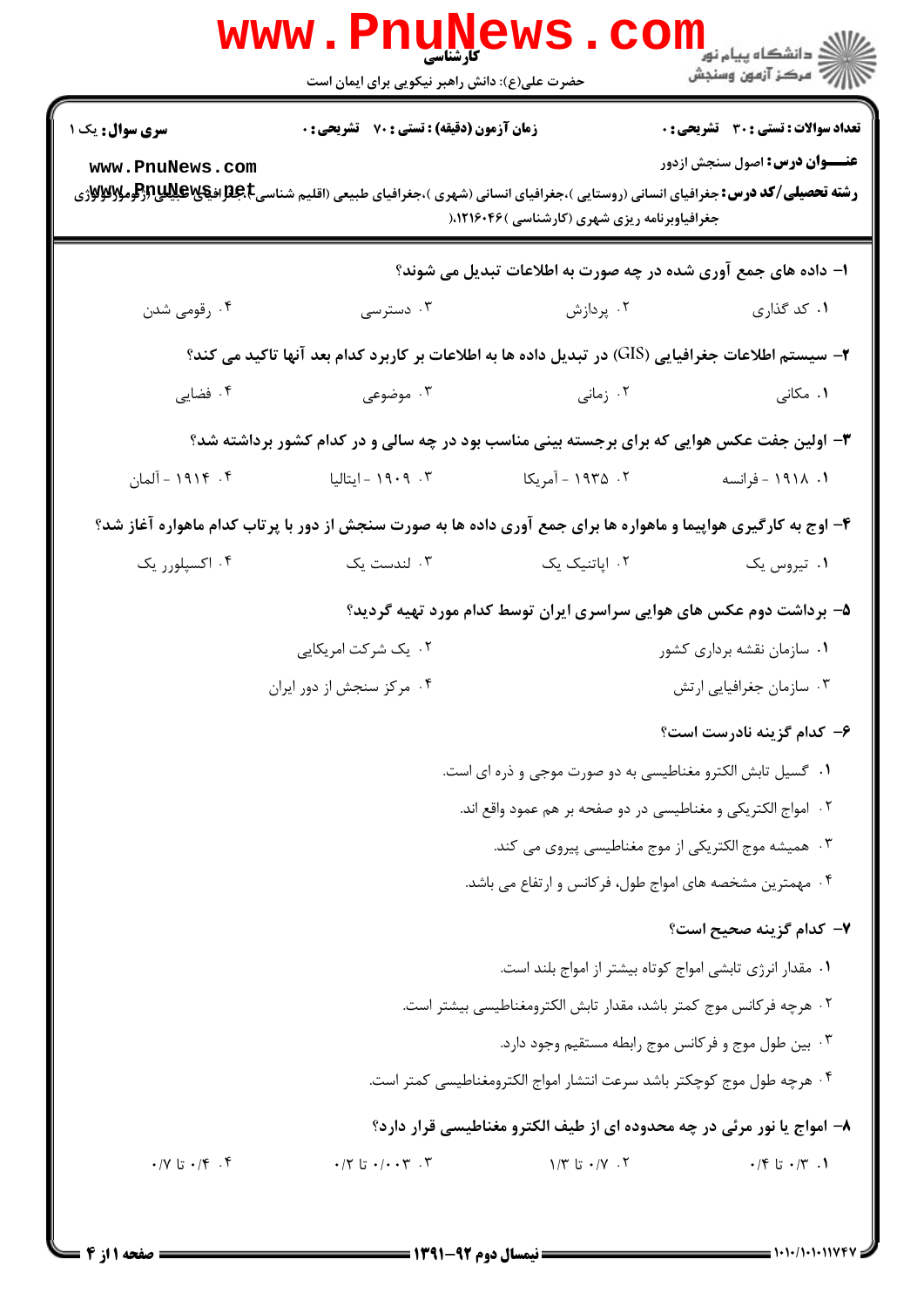**سری سوال:** یک ۱

**زمان آزمون (دقیقه) : تستی : ۷۰ تشریحی : ۰**

**تعداد سوالات : تستی : ۳۰ تشریحی : ۰**

**عنـــوان درس:** اصول سنجش ازدور

**رشته تحصیلی/کد درس:** جغرافیای انسانی (روستایی )،جغرافیای انسانی (شهری )،جغرافیای طبیعی (اقلیم شناسی )،جغرافیای طبیعی (ژئومورفولوژی )، جغرافیاوبرنامه ریزی شهری (کارشناسی )۱۲۱۶۰۴۶)

**۱- داده های جمع آوری شده در چه صورت به اطلاعات تبدیل می شوند؟**

۱. کد گذاری
۲. پردازش
۳. دسترسی
۴. رقومی شدن

**۲- سیستم اطلاعات جغرافیایی (GIS) در تبدیل داده ها به اطلاعات بر کاربرد کدام بعد آنها تاکید می کند؟**

۱. مکانی
۲. زمانی
۳. موضوعی
۴. فضایی

**۳- اولین جفت عکس هوایی که برای برجسته بینی مناسب بود در چه سالی و در کدام کشور برداشته شد؟**

۱. ۱۹۱۸ - فرانسه
۲. ۱۹۳۵ - آمریکا
۳. ۱۹۰۹ - ایتالیا
۴. ۱۹۱۴ - آلمان

**۴- اوج به کارگیری هواپیما و ماهواره ها برای جمع آوری داده ها به صورت سنجش از دور با پرتاب کدام ماهواره آغاز شد؟**

۱. تیروس یک
۲. اپاتنیک یک
۳. لندست یک
۴. اکسپلورر یک

**۵- برداشت دوم عکس های هوایی سراسری ایران توسط کدام مورد تهیه گردید؟**

۱. سازمان نقشه برداری کشور
۲. یک شرکت امریکایی
۳. سازمان جغرافیایی ارتش
۴. مرکز سنجش از دور ایران

**۶- کدام گزینه نادرست است؟**

۱. گسیل تابش الکترو مغناطیسی به دو صورت موجی و ذره ای است.
۲. امواج الکتریکی و مغناطیسی در دو صفحه بر هم عمود واقع اند.
۳. همیشه موج الکتریکی از موج مغناطیسی پیروی می کند.
۴. مهمترین مشخصه های امواج طول، فرکانس و ارتفاع می باشد.

**۷- کدام گزینه صحیح است؟**

۱. مقدار انرژی تابشی امواج کوتاه بیشتر از امواج بلند است.
۲. هرچه فرکانس موج کمتر باشد، مقدار تابش الکترومغناطیسی بیشتر است.
۳. بین طول موج و فرکانس موج رابطه مستقیم وجود دارد.
۴. هرچه طول موج کوچکتر باشد سرعت انتشار امواج الکترومغناطیسی کمتر است.

**۸- امواج یا نور مرئی در چه محدوده ای از طیف الکترو مغناطیسی قرار دارد؟**

۱. ۰/۳ تا ۰/۴
۲. ۰/۷ تا ۱/۳
۳. ۰/۰۰۳ تا ۰/۲
۴. ۰/۴ تا ۰/۷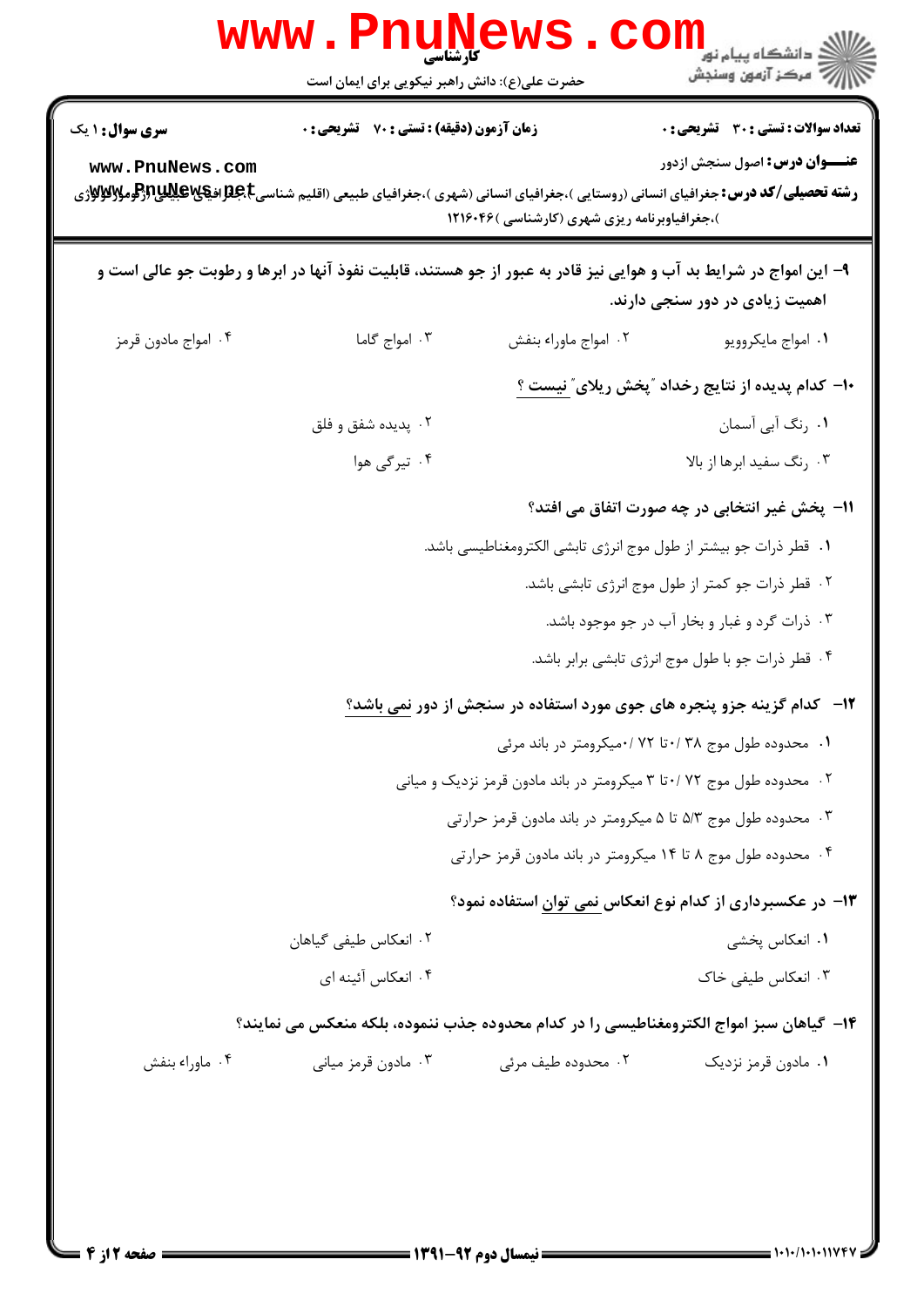کارشناسی

حضرت علی(ع): دانش راهبر نیکویی برای ایمان است

**سری سوال:** ۱ یک | **زمان آزمون (دقیقه) : تستی :** ۷۰ **تشریحی :** ۰ | **تعداد سوالات : تستی :** ۳۰ **تشریحی :** ۰

**عنـــوان درس:** اصول سنجش ازدور

**رشته تحصیلی/کد درس:** جغرافیای انسانی (روستایی )،جغرافیای انسانی (شهری )،جغرافیای طبیعی (اقلیم شناسی)،جغرافیای طبیعی (ژئومورفولوژی )،جغرافیاوبرنامه ریزی شهری (کارشناسی )۱۲۱۶۰۴۶

**۹- این امواج در شرایط بد آب و هوایی نیز قادر به عبور از جو هستند، قابلیت نفوذ آنها در ابرها و رطوبت جو عالی است و اهمیت زیادی در دور سنجی دارند.**

۱. امواج مایکروویو
۲. امواج ماوراء بنفش
۳. امواج گاما
۴. امواج مادون قرمز

**۱۰- کدام پدیده از نتایج رخداد "پخش ریلای" نیست ؟**

۱. رنگ آبی آسمان
۲. پدیده شفق و فلق
۳. رنگ سفید ابرها از بالا
۴. تیرگی هوا

**۱۱- پخش غیر انتخابی در چه صورت اتفاق می افتد؟**

۱. قطر ذرات جو بیشتر از طول موج انرژی تابشی الکترومغناطیسی باشد.
۲. قطر ذرات جو کمتر از طول موج انرژی تابشی باشد.
۳. ذرات گرد و غبار و بخار آب در جو موجود باشد.
۴. قطر ذرات جو با طول موج انرژی تابشی برابر باشد.

**۱۲- کدام گزینه جزو پنجره های جوی مورد استفاده در سنجش از دور نمی باشد؟**

۱. محدوده طول موج ۰/۳۸ تا ۰/۷۲ میکرومتر در باند مرئی
۲. محدوده طول موج ۰/۷۲ تا ۳ میکرومتر در باند مادون قرمز نزدیک و میانی
۳. محدوده طول موج ۳/۵ تا ۵ میکرومتر در باند مادون قرمز حرارتی
۴. محدوده طول موج ۸ تا ۱۴ میکرومتر در باند مادون قرمز حرارتی

**۱۳- در عکسبرداری از کدام نوع انعکاس نمی توان استفاده نمود؟**

۱. انعکاس پخشی
۲. انعکاس طیفی گیاهان
۳. انعکاس طیفی خاک
۴. انعکاس آئینه ای

**۱۴- گیاهان سبز امواج الکترومغناطیسی را در کدام محدوده جذب ننموده، بلکه منعکس می نمایند؟**

۱. مادون قرمز نزدیک
۲. محدوده طیف مرئی
۳. مادون قرمز میانی
۴. ماوراء بنفش

نیمسال دوم ۹۲-۱۳۹۱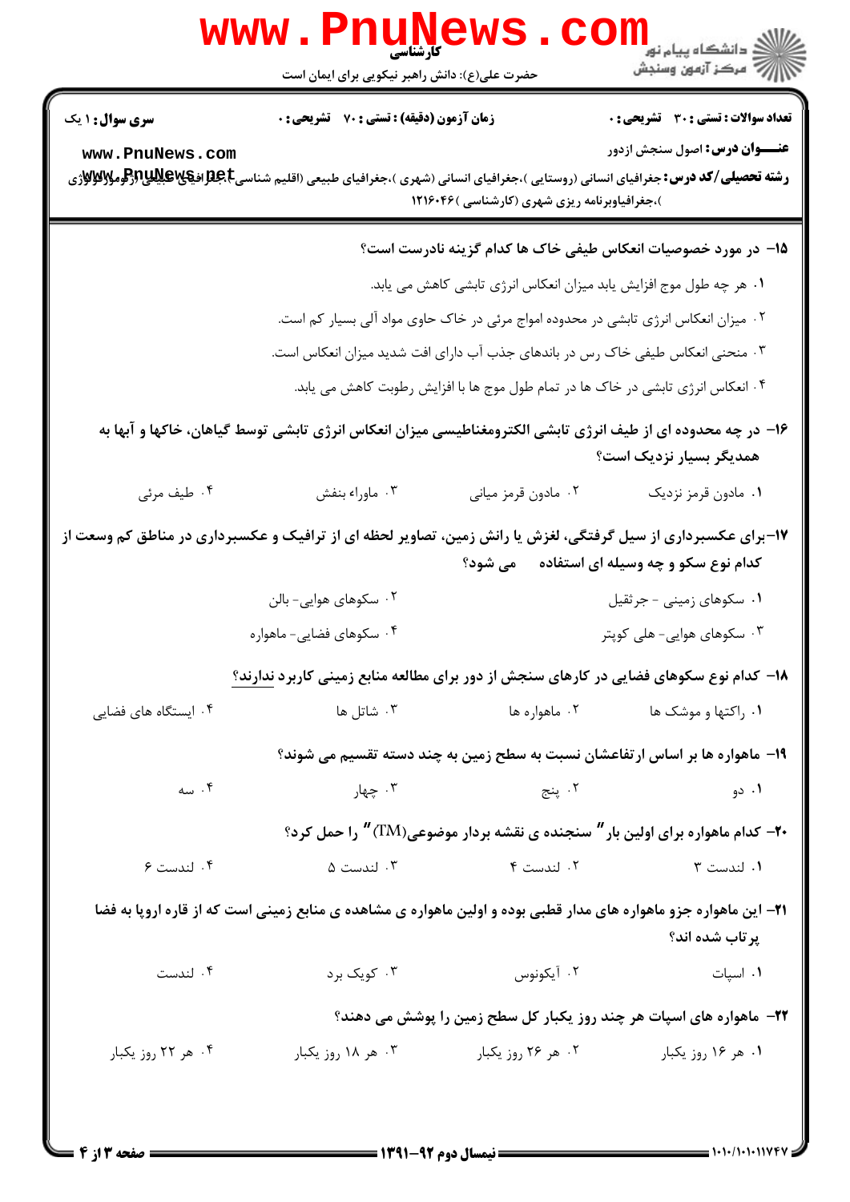۱۵- در مورد خصوصیات انعکاس طیفی خاک ها کدام گزینه نادرست است؟

۱. هر چه طول موج افزایش یابد میزان انعکاس انرژی تابشی کاهش می یابد.

۲. میزان انعکاس انرژی تابشی در محدوده امواج مرئی در خاک حاوی مواد آلی بسیار کم است.

۳. منحنی انعکاس طیفی خاک رس در باندهای جذب آب دارای افت شدید میزان انعکاس است.

۴. انعکاس انرژی تابشی در خاک ها در تمام طول موج ها با افزایش رطوبت کاهش می یابد.

۱۶- در چه محدوده ای از طیف انرژی تابشی الکترومغناطیسی میزان انعکاس انرژی تابشی توسط گیاهان، خاکها و آبها به همدیگر بسیار نزدیک است؟

۱. مادون قرمز نزدیک
۲. مادون قرمز میانی
۳. ماوراء بنفش
۴. طیف مرئی

۱۷-برای عکسبرداری از سیل گرفتگی، لغزش یا رانش زمین، تصاویر لحظه ای از ترافیک و عکسبرداری در مناطق کم وسعت از کدام نوع سکو و چه وسیله ای استفاده می شود؟

۱. سکوهای زمینی - جرثقیل
۲. سکوهای هوایی- بالن
۳. سکوهای هوایی- هلی کوپتر
۴. سکوهای فضایی- ماهواره

۱۸- کدام نوع سکوهای فضایی در کارهای سنجش از دور برای مطالعه منابع زمینی کاربرد ندارند؟

۱. راکتها و موشک ها
۲. ماهواره ها
۳. شاتل ها
۴. ایستگاه های فضایی

۱۹- ماهواره ها بر اساس ارتفاعشان نسبت به سطح زمین به چند دسته تقسیم می شوند؟

۱. دو
۲. پنج
۳. چهار
۴. سه

۲۰- کدام ماهواره برای اولین بار" سنجنده ی نقشه بردار موضوعی(TM) " را حمل کرد؟

۱. لندست ۳
۲. لندست ۴
۳. لندست ۵
۴. لندست ۶

۲۱- این ماهواره جزو ماهواره های مدار قطبی بوده و اولین ماهواره ی مشاهده ی منابع زمینی است که از قاره اروپا به فضا پرتاب شده اند؟

۱. اسپات
۲. آیکونوس
۳. کویک برد
۴. لندست

۲۲- ماهواره های اسپات هر چند روز یکبار کل سطح زمین را پوشش می دهند؟

۱. هر ۱۶ روز یکبار
۲. هر ۲۶ روز یکبار
۳. هر ۱۸ روز یکبار
۴. هر ۲۲ روز یکبار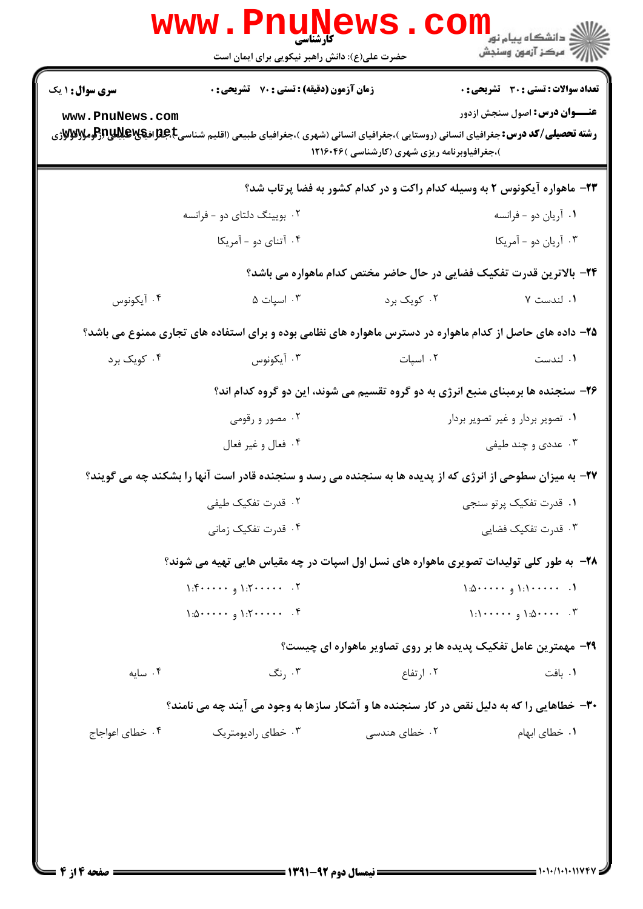**تعداد سوالات : تستی : ۳۰ تشریحی : ۰** **زمان آزمون (دقیقه) : تستی : ۷۰ تشریحی : ۰** **سری سوال : ۱ یک**

**عنـــوان درس :** اصول سنجش ازدور

**رشته تحصیلی/کد درس :** جغرافیای انسانی (روستایی )،جغرافیای انسانی (شهری )،جغرافیای طبیعی (اقلیم شناسی)،جغرافیای طبیعی (ژئومورفولوژی )،جغرافیاوبرنامه ریزی شهری (کارشناسی ) ۱۲۱۶۰۴۶

۲۳- ماهواره آیکونوس ۲ به وسیله کدام راکت و در کدام کشور به فضا پرتاب شد؟

۱. آریان دو - فرانسه

۲. بویینگ دلتای دو - فرانسه

۳. آریان دو - آمریکا

۴. آتنای دو - آمریکا

۲۴- بالاترین قدرت تفکیک فضایی در حال حاضر مختص کدام ماهواره می باشد؟

۱. لندست ۷

۲. کویک برد

۳. اسپات ۵

۴. آیکونوس

۲۵- داده های حاصل از کدام ماهواره در دسترس ماهواره های نظامی بوده و برای استفاده های تجاری ممنوع می باشد؟

۱. لندست

۲. اسپات

۳. آیکونوس

۴. کویک برد

۲۶- سنجنده ها برمبنای منبع انرژی به دو گروه تقسیم می شوند، این دو گروه کدام اند؟

۱. تصویر بردار و غیر تصویر بردار

۲. مصور و رقومی

۳. عددی و چند طیفی

۴. فعال و غیر فعال

۲۷- به میزان سطوحی از انرژی که از پدیده ها به سنجنده می رسد و سنجنده قادر است آنها را بشکند چه می گویند؟

۱. قدرت تفکیک پرتو سنجی

۲. قدرت تفکیک طیفی

۳. قدرت تفکیک فضایی

۴. قدرت تفکیک زمانی

۲۸- به طور کلی تولیدات تصویری ماهواره های نسل اول اسپات در چه مقیاس هایی تهیه می شوند؟

۱. ۱:۱۰۰۰۰۰ و ۱:۵۰۰۰۰۰

۲. ۱:۲۰۰۰۰۰ و ۱:۴۰۰۰۰۰

۳. ۱:۵۰۰۰۰ و ۱:۱۰۰۰۰۰

۴. ۱:۲۰۰۰۰۰ و ۱:۵۰۰۰۰۰

۲۹- مهمترین عامل تفکیک پدیده ها بر روی تصاویر ماهواره ای چیست؟

۱. بافت

۲. ارتفاع

۳. رنگ

۴. سایه

۳۰- خطاهایی را که به دلیل نقص در کار سنجنده ها و آشکار سازها به وجود می آیند چه می نامند؟

۱. خطای ابهام

۲. خطای هندسی

۳. خطای رادیومتریک

۴. خطای اعواجاج